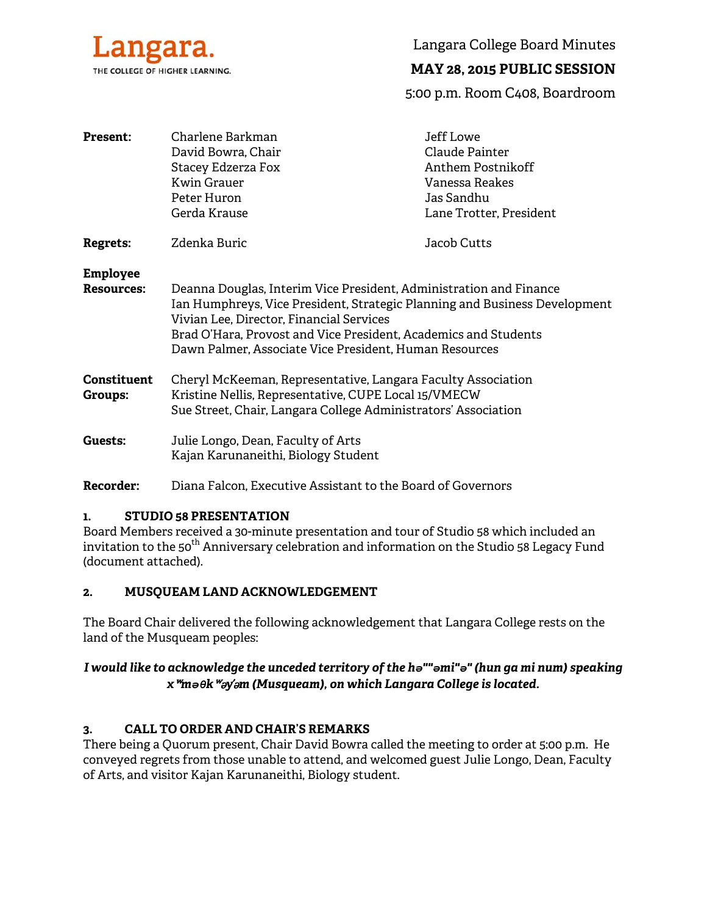Langara.
THE COLLEGE OF HIGHER LEARNING.

# Langara College Board Minutes

## MAY 28, 2015 PUBLIC SESSION

5:00 p.m. Room C408, Boardroom

| | | |
|---|---|---|
| **Present:** | Charlene Barkman<br>David Bowra, Chair<br>Stacey Edzerza Fox<br>Kwin Grauer<br>Peter Huron<br>Gerda Krause | Jeff Lowe<br>Claude Painter<br>Anthem Postnikoff<br>Vanessa Reakes<br>Jas Sandhu<br>Lane Trotter, President |
| **Regrets:** | Zdenka Buric | Jacob Cutts |
| **Employee Resources:** | Deanna Douglas, Interim Vice President, Administration and Finance<br>Ian Humphreys, Vice President, Strategic Planning and Business Development<br>Vivian Lee, Director, Financial Services<br>Brad O'Hara, Provost and Vice President, Academics and Students<br>Dawn Palmer, Associate Vice President, Human Resources | |
| **Constituent Groups:** | Cheryl McKeeman, Representative, Langara Faculty Association<br>Kristine Nellis, Representative, CUPE Local 15/VMECW<br>Sue Street, Chair, Langara College Administrators' Association | |
| **Guests:** | Julie Longo, Dean, Faculty of Arts<br>Kajan Karunaneithi, Biology Student | |
| **Recorder:** | Diana Falcon, Executive Assistant to the Board of Governors | |

### 1. STUDIO 58 PRESENTATION

Board Members received a 30-minute presentation and tour of Studio 58 which included an invitation to the 50th Anniversary celebration and information on the Studio 58 Legacy Fund (document attached).

### 2. MUSQUEAM LAND ACKNOWLEDGEMENT

The Board Chair delivered the following acknowledgement that Langara College rests on the land of the Musqueam peoples:

***I would like to acknowledge the unceded territory of the hə""əmi"ə" (hun ga mi num) speaking xʷməθkʷəy̓əm (Musqueam), on which Langara College is located.***

### 3. CALL TO ORDER AND CHAIR'S REMARKS

There being a Quorum present, Chair David Bowra called the meeting to order at 5:00 p.m. He conveyed regrets from those unable to attend, and welcomed guest Julie Longo, Dean, Faculty of Arts, and visitor Kajan Karunaneithi, Biology student.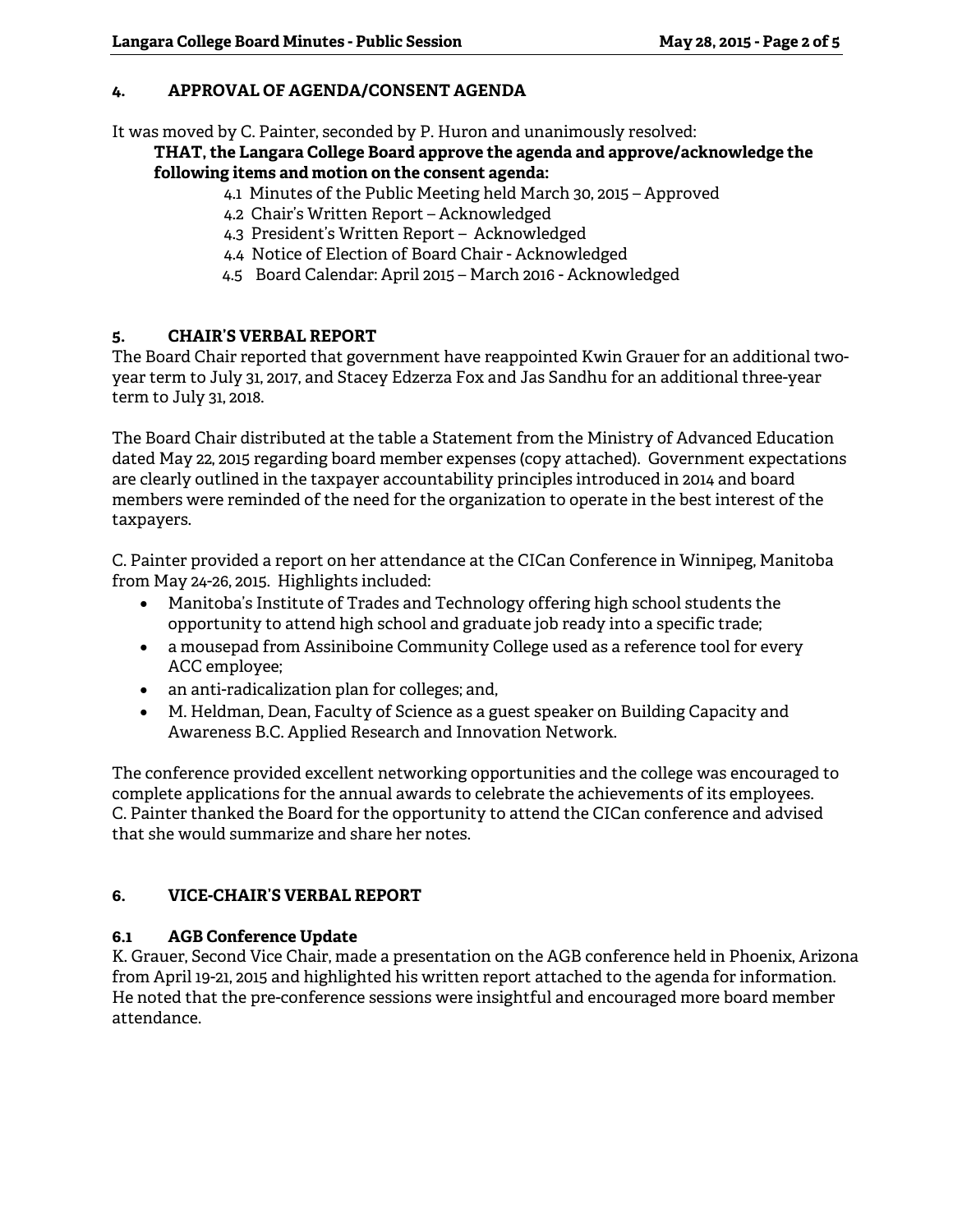## 4. APPROVAL OF AGENDA/CONSENT AGENDA

It was moved by C. Painter, seconded by P. Huron and unanimously resolved:

**THAT, the Langara College Board approve the agenda and approve/acknowledge the following items and motion on the consent agenda:**

- 4.1 Minutes of the Public Meeting held March 30, 2015 – Approved
- 4.2 Chair's Written Report – Acknowledged
- 4.3 President's Written Report – Acknowledged
- 4.4 Notice of Election of Board Chair - Acknowledged
- 4.5 Board Calendar: April 2015 – March 2016 - Acknowledged

## 5. CHAIR'S VERBAL REPORT

The Board Chair reported that government have reappointed Kwin Grauer for an additional two-year term to July 31, 2017, and Stacey Edzerza Fox and Jas Sandhu for an additional three-year term to July 31, 2018.

The Board Chair distributed at the table a Statement from the Ministry of Advanced Education dated May 22, 2015 regarding board member expenses (copy attached). Government expectations are clearly outlined in the taxpayer accountability principles introduced in 2014 and board members were reminded of the need for the organization to operate in the best interest of the taxpayers.

C. Painter provided a report on her attendance at the CICan Conference in Winnipeg, Manitoba from May 24-26, 2015. Highlights included:

- Manitoba's Institute of Trades and Technology offering high school students the opportunity to attend high school and graduate job ready into a specific trade;
- a mousepad from Assiniboine Community College used as a reference tool for every ACC employee;
- an anti-radicalization plan for colleges; and,
- M. Heldman, Dean, Faculty of Science as a guest speaker on Building Capacity and Awareness B.C. Applied Research and Innovation Network.

The conference provided excellent networking opportunities and the college was encouraged to complete applications for the annual awards to celebrate the achievements of its employees. C. Painter thanked the Board for the opportunity to attend the CICan conference and advised that she would summarize and share her notes.

## 6. VICE-CHAIR'S VERBAL REPORT

### 6.1 AGB Conference Update

K. Grauer, Second Vice Chair, made a presentation on the AGB conference held in Phoenix, Arizona from April 19-21, 2015 and highlighted his written report attached to the agenda for information. He noted that the pre-conference sessions were insightful and encouraged more board member attendance.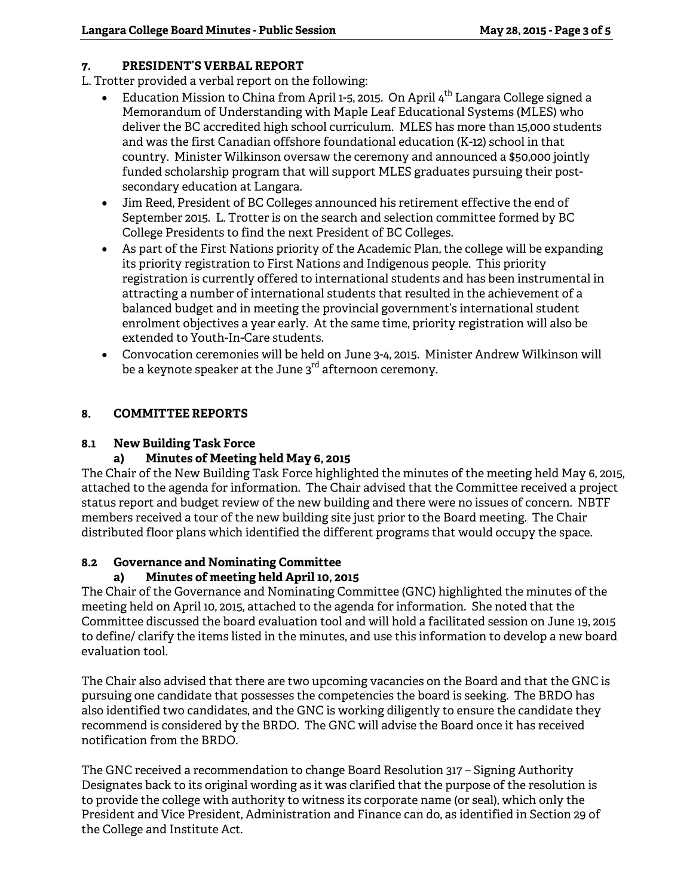## 7. PRESIDENT'S VERBAL REPORT

L. Trotter provided a verbal report on the following:

- Education Mission to China from April 1-5, 2015. On April 4th Langara College signed a Memorandum of Understanding with Maple Leaf Educational Systems (MLES) who deliver the BC accredited high school curriculum. MLES has more than 15,000 students and was the first Canadian offshore foundational education (K-12) school in that country. Minister Wilkinson oversaw the ceremony and announced a $50,000 jointly funded scholarship program that will support MLES graduates pursuing their post-secondary education at Langara.
- Jim Reed, President of BC Colleges announced his retirement effective the end of September 2015. L. Trotter is on the search and selection committee formed by BC College Presidents to find the next President of BC Colleges.
- As part of the First Nations priority of the Academic Plan, the college will be expanding its priority registration to First Nations and Indigenous people. This priority registration is currently offered to international students and has been instrumental in attracting a number of international students that resulted in the achievement of a balanced budget and in meeting the provincial government's international student enrolment objectives a year early. At the same time, priority registration will also be extended to Youth-In-Care students.
- Convocation ceremonies will be held on June 3-4, 2015. Minister Andrew Wilkinson will be a keynote speaker at the June 3rd afternoon ceremony.

## 8. COMMITTEE REPORTS

### 8.1 New Building Task Force

#### a) Minutes of Meeting held May 6, 2015

The Chair of the New Building Task Force highlighted the minutes of the meeting held May 6, 2015, attached to the agenda for information. The Chair advised that the Committee received a project status report and budget review of the new building and there were no issues of concern. NBTF members received a tour of the new building site just prior to the Board meeting. The Chair distributed floor plans which identified the different programs that would occupy the space.

### 8.2 Governance and Nominating Committee

#### a) Minutes of meeting held April 10, 2015

The Chair of the Governance and Nominating Committee (GNC) highlighted the minutes of the meeting held on April 10, 2015, attached to the agenda for information. She noted that the Committee discussed the board evaluation tool and will hold a facilitated session on June 19, 2015 to define/ clarify the items listed in the minutes, and use this information to develop a new board evaluation tool.

The Chair also advised that there are two upcoming vacancies on the Board and that the GNC is pursuing one candidate that possesses the competencies the board is seeking. The BRDO has also identified two candidates, and the GNC is working diligently to ensure the candidate they recommend is considered by the BRDO. The GNC will advise the Board once it has received notification from the BRDO.

The GNC received a recommendation to change Board Resolution 317 – Signing Authority Designates back to its original wording as it was clarified that the purpose of the resolution is to provide the college with authority to witness its corporate name (or seal), which only the President and Vice President, Administration and Finance can do, as identified in Section 29 of the College and Institute Act.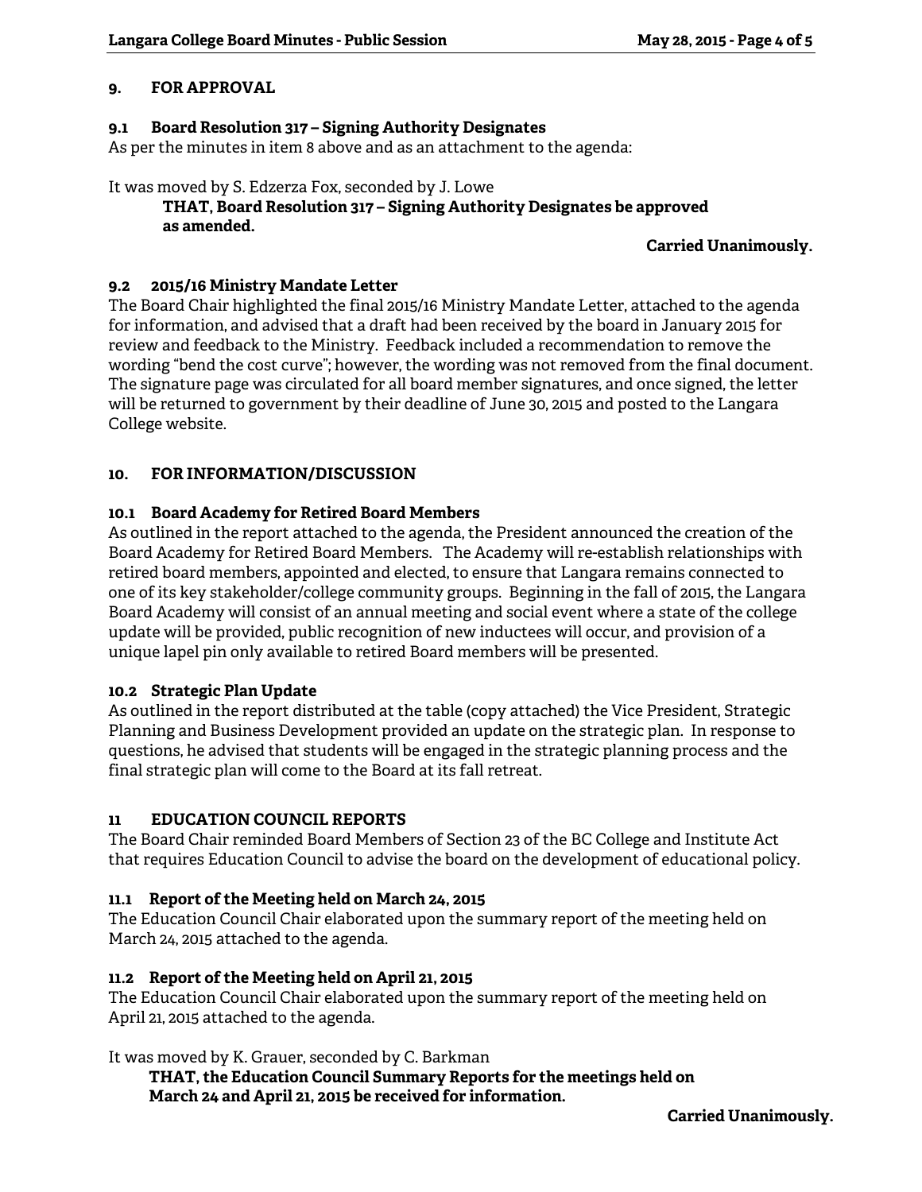## 9. FOR APPROVAL

### 9.1 Board Resolution 317 – Signing Authority Designates

As per the minutes in item 8 above and as an attachment to the agenda:

It was moved by S. Edzerza Fox, seconded by J. Lowe

> **THAT, Board Resolution 317 – Signing Authority Designates be approved as amended.**

**Carried Unanimously.**

### 9.2 2015/16 Ministry Mandate Letter

The Board Chair highlighted the final 2015/16 Ministry Mandate Letter, attached to the agenda for information, and advised that a draft had been received by the board in January 2015 for review and feedback to the Ministry. Feedback included a recommendation to remove the wording "bend the cost curve"; however, the wording was not removed from the final document. The signature page was circulated for all board member signatures, and once signed, the letter will be returned to government by their deadline of June 30, 2015 and posted to the Langara College website.

## 10. FOR INFORMATION/DISCUSSION

### 10.1 Board Academy for Retired Board Members

As outlined in the report attached to the agenda, the President announced the creation of the Board Academy for Retired Board Members. The Academy will re-establish relationships with retired board members, appointed and elected, to ensure that Langara remains connected to one of its key stakeholder/college community groups. Beginning in the fall of 2015, the Langara Board Academy will consist of an annual meeting and social event where a state of the college update will be provided, public recognition of new inductees will occur, and provision of a unique lapel pin only available to retired Board members will be presented.

### 10.2 Strategic Plan Update

As outlined in the report distributed at the table (copy attached) the Vice President, Strategic Planning and Business Development provided an update on the strategic plan. In response to questions, he advised that students will be engaged in the strategic planning process and the final strategic plan will come to the Board at its fall retreat.

## 11 EDUCATION COUNCIL REPORTS

The Board Chair reminded Board Members of Section 23 of the BC College and Institute Act that requires Education Council to advise the board on the development of educational policy.

### 11.1 Report of the Meeting held on March 24, 2015

The Education Council Chair elaborated upon the summary report of the meeting held on March 24, 2015 attached to the agenda.

### 11.2 Report of the Meeting held on April 21, 2015

The Education Council Chair elaborated upon the summary report of the meeting held on April 21, 2015 attached to the agenda.

It was moved by K. Grauer, seconded by C. Barkman

> **THAT, the Education Council Summary Reports for the meetings held on March 24 and April 21, 2015 be received for information.**

**Carried Unanimously.**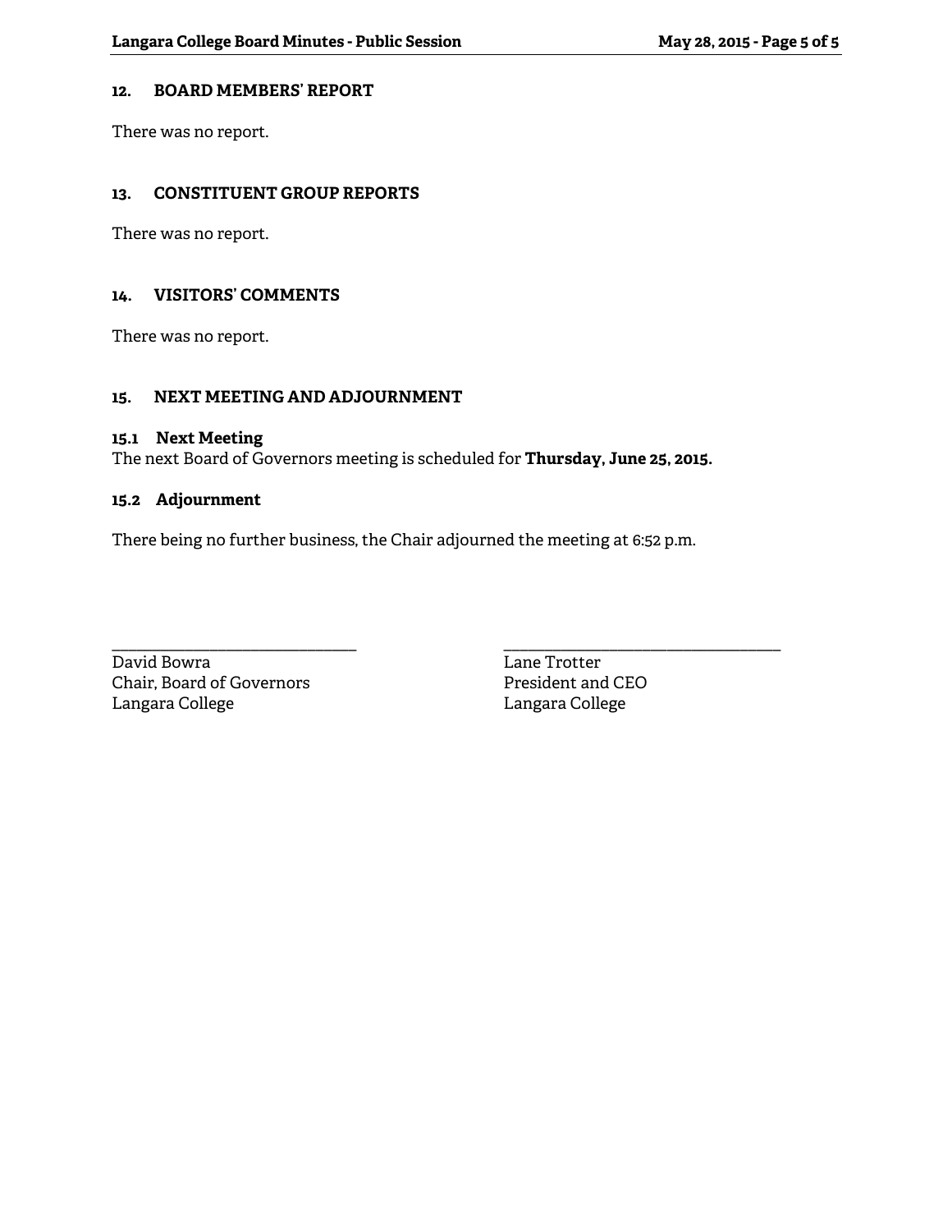## 12. BOARD MEMBERS' REPORT

There was no report.

## 13. CONSTITUENT GROUP REPORTS

There was no report.

## 14. VISITORS' COMMENTS

There was no report.

## 15. NEXT MEETING AND ADJOURNMENT

### 15.1 Next Meeting

The next Board of Governors meeting is scheduled for **Thursday, June 25, 2015.**

### 15.2 Adjournment

There being no further business, the Chair adjourned the meeting at 6:52 p.m.

\_\_\_\_\_\_\_\_\_\_\_\_\_\_\_\_\_\_\_\_\_\_\_\_\_\_\_\_\_\_
David Bowra
Chair, Board of Governors
Langara College

\_\_\_\_\_\_\_\_\_\_\_\_\_\_\_\_\_\_\_\_\_\_\_\_\_\_\_\_\_\_
Lane Trotter
President and CEO
Langara College